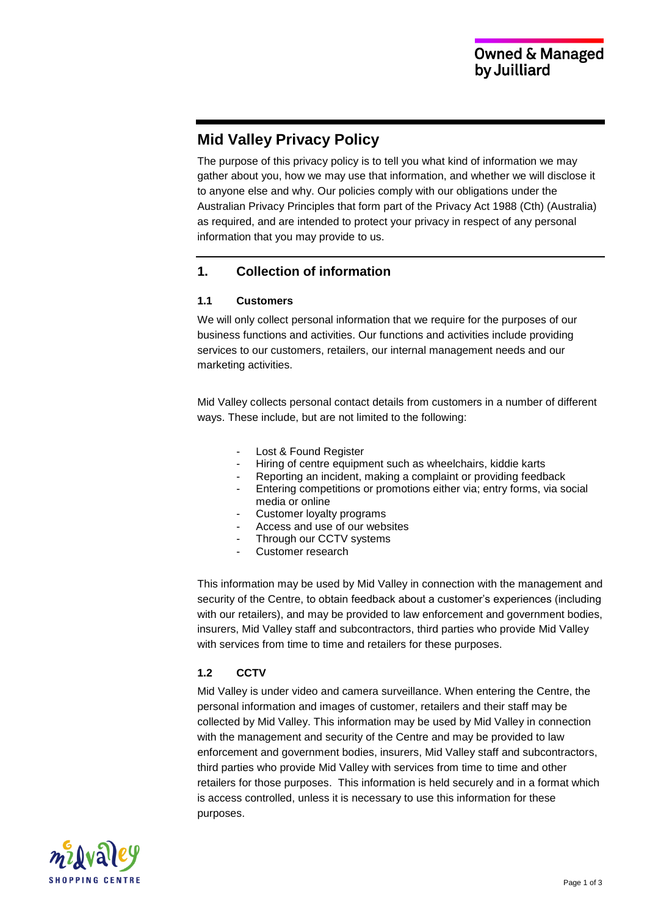Owned & Managed by Juilliard

# Mid Valley Privacy Policy

The purpose of this privacy policy is to tell you what kind of information we may gather about you, how we may use that information, and whether we will disclose it to anyone else and why. Our policies comply with our obligations under the Australian Privacy Principles that form part of the Privacy Act 1988 (Cth) (Australia) as required, and are intended to protect your privacy in respect of any personal information that you may provide to us.

## 1. Collection of information

### 1.1 Customers

We will only collect personal information that we require for the purposes of our business functions and activities. Our functions and activities include providing services to our customers, retailers, our internal management needs and our marketing activities.

Mid Valley collects personal contact details from customers in a number of different ways. These include, but are not limited to the following:

- Lost & Found Register
- Hiring of centre equipment such as wheelchairs, kiddie karts
- Reporting an incident, making a complaint or providing feedback
- Entering competitions or promotions either via; entry forms, via social media or online
- Customer loyalty programs
- Access and use of our websites
- Through our CCTV systems
- Customer research

This information may be used by Mid Valley in connection with the management and security of the Centre, to obtain feedback about a customer's experiences (including with our retailers), and may be provided to law enforcement and government bodies, insurers, Mid Valley staff and subcontractors, third parties who provide Mid Valley with services from time to time and retailers for these purposes.

### 1.2 CCTV

Mid Valley is under video and camera surveillance. When entering the Centre, the personal information and images of customer, retailers and their staff may be collected by Mid Valley. This information may be used by Mid Valley in connection with the management and security of the Centre and may be provided to law enforcement and government bodies, insurers, Mid Valley staff and subcontractors, third parties who provide Mid Valley with services from time to time and other retailers for those purposes. This information is held securely and in a format which is access controlled, unless it is necessary to use this information for these purposes.

Mid Valley SHOPPING CENTRE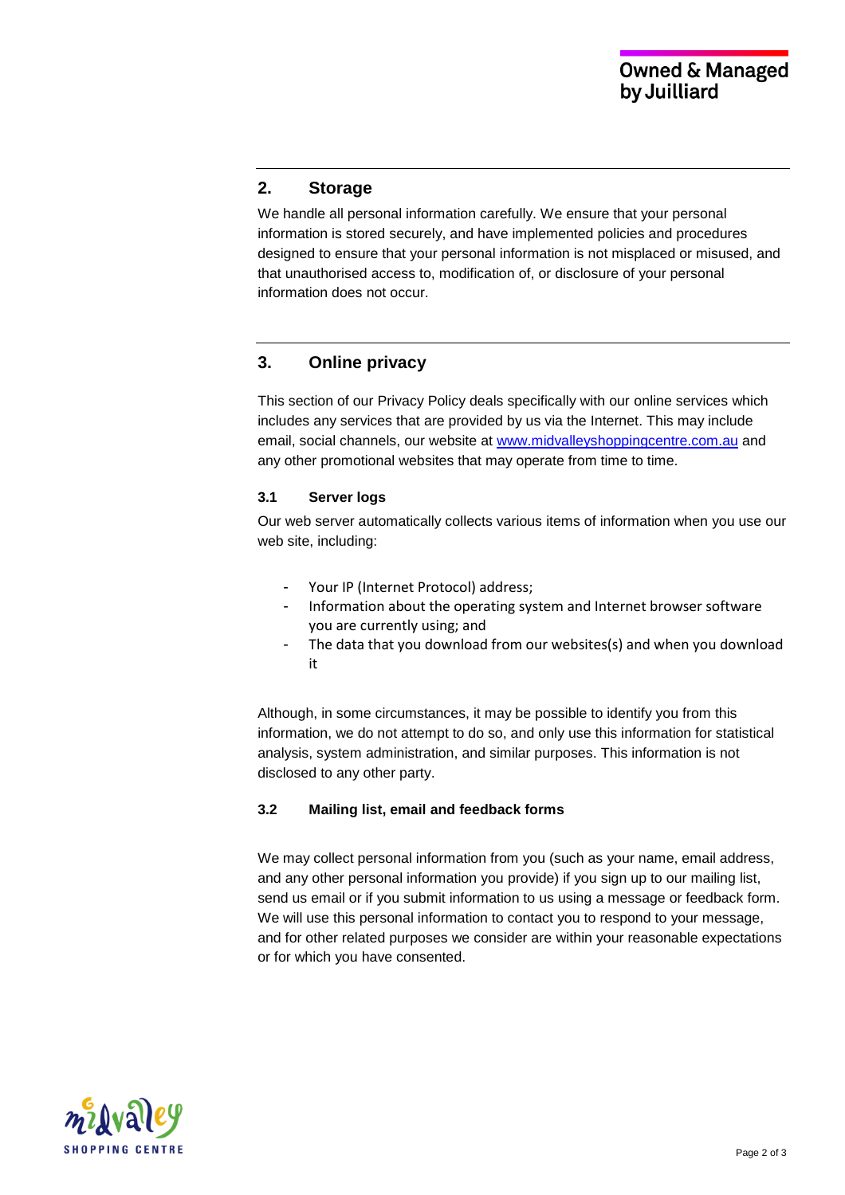## 2. Storage

We handle all personal information carefully. We ensure that your personal information is stored securely, and have implemented policies and procedures designed to ensure that your personal information is not misplaced or misused, and that unauthorised access to, modification of, or disclosure of your personal information does not occur.

## 3. Online privacy

This section of our Privacy Policy deals specifically with our online services which includes any services that are provided by us via the Internet. This may include email, social channels, our website at [www.midvalleyshoppingcentre.com.au](http://www.midvalleyshoppingcentre.com.au) and any other promotional websites that may operate from time to time.

### 3.1 Server logs

Our web server automatically collects various items of information when you use our web site, including:

- Your IP (Internet Protocol) address;
- Information about the operating system and Internet browser software you are currently using; and
- The data that you download from our websites(s) and when you download it

Although, in some circumstances, it may be possible to identify you from this information, we do not attempt to do so, and only use this information for statistical analysis, system administration, and similar purposes. This information is not disclosed to any other party.

### 3.2 Mailing list, email and feedback forms

We may collect personal information from you (such as your name, email address, and any other personal information you provide) if you sign up to our mailing list, send us email or if you submit information to us using a message or feedback form. We will use this personal information to contact you to respond to your message, and for other related purposes we consider are within your reasonable expectations or for which you have consented.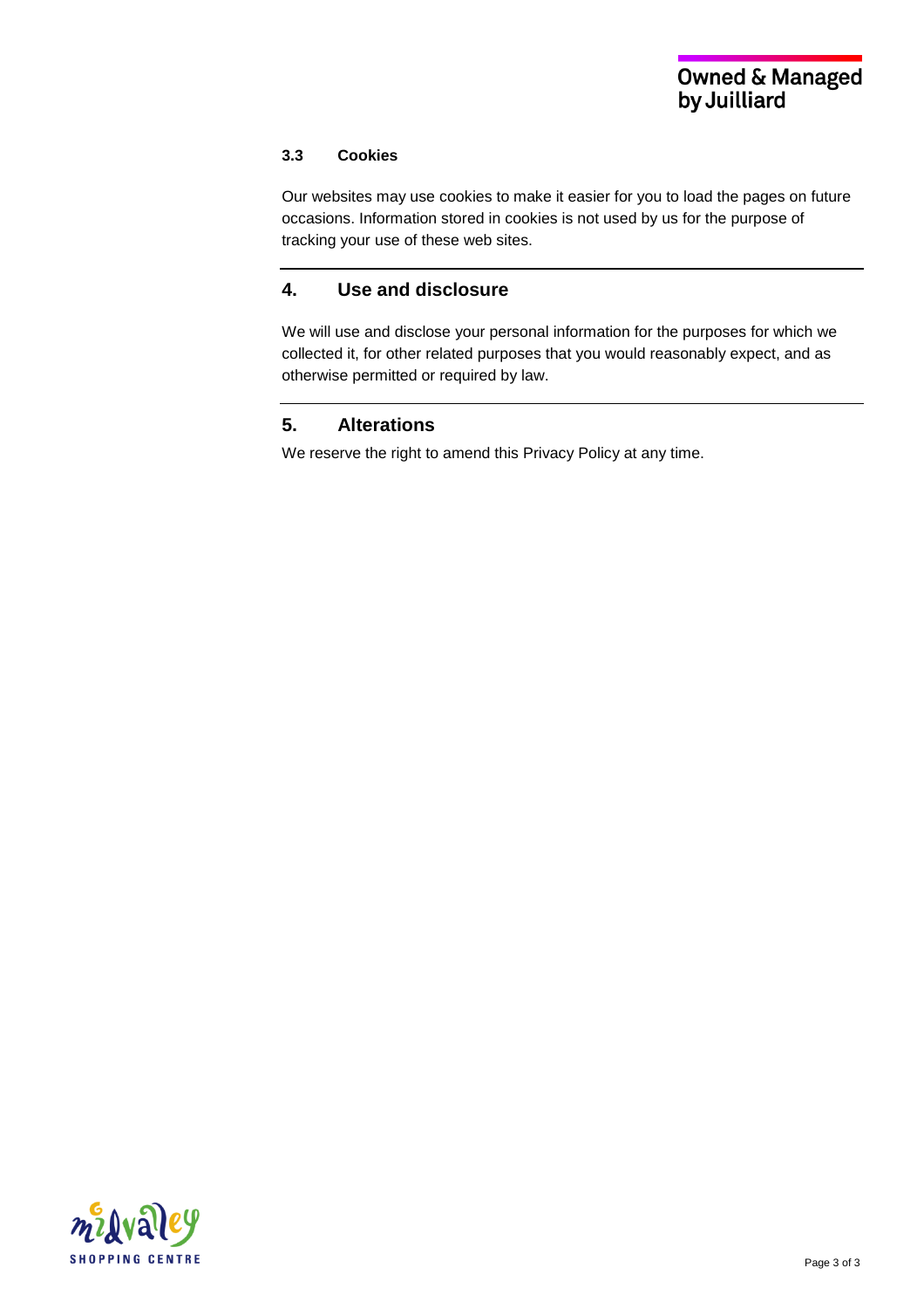### 3.3 Cookies

Our websites may use cookies to make it easier for you to load the pages on future occasions. Information stored in cookies is not used by us for the purpose of tracking your use of these web sites.

## 4. Use and disclosure

We will use and disclose your personal information for the purposes for which we collected it, for other related purposes that you would reasonably expect, and as otherwise permitted or required by law.

## 5. Alterations

We reserve the right to amend this Privacy Policy at any time.